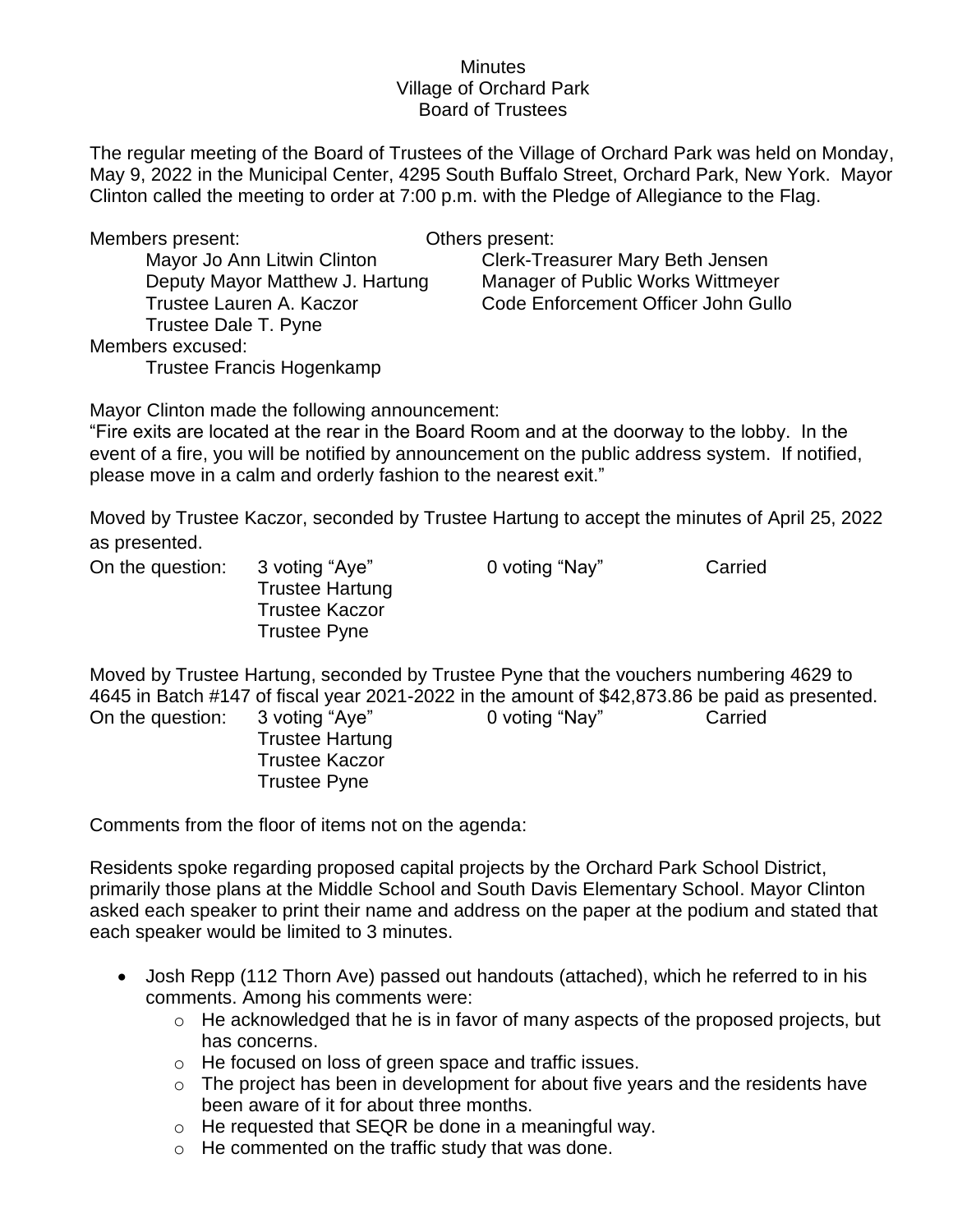Minutes
Village of Orchard Park
Board of Trustees

The regular meeting of the Board of Trustees of the Village of Orchard Park was held on Monday, May 9, 2022 in the Municipal Center, 4295 South Buffalo Street, Orchard Park, New York. Mayor Clinton called the meeting to order at 7:00 p.m. with the Pledge of Allegiance to the Flag.

| Members present: | Others present: |
|---|---|
| Mayor Jo Ann Litwin Clinton | Clerk-Treasurer Mary Beth Jensen |
| Deputy Mayor Matthew J. Hartung | Manager of Public Works Wittmeyer |
| Trustee Lauren A. Kaczor | Code Enforcement Officer John Gullo |
| Trustee Dale T. Pyne | |

Members excused:
Trustee Francis Hogenkamp

Mayor Clinton made the following announcement:
"Fire exits are located at the rear in the Board Room and at the doorway to the lobby. In the event of a fire, you will be notified by announcement on the public address system. If notified, please move in a calm and orderly fashion to the nearest exit."

Moved by Trustee Kaczor, seconded by Trustee Hartung to accept the minutes of April 25, 2022 as presented.

| On the question: | 3 voting "Aye" | 0 voting "Nay" | Carried |
|---|---|---|---|
| | Trustee Hartung | | |
| | Trustee Kaczor | | |
| | Trustee Pyne | | |

Moved by Trustee Hartung, seconded by Trustee Pyne that the vouchers numbering 4629 to 4645 in Batch #147 of fiscal year 2021-2022 in the amount of $42,873.86 be paid as presented.

| On the question: | 3 voting "Aye" | 0 voting "Nay" | Carried |
|---|---|---|---|
| | Trustee Hartung | | |
| | Trustee Kaczor | | |
| | Trustee Pyne | | |

Comments from the floor of items not on the agenda:

Residents spoke regarding proposed capital projects by the Orchard Park School District, primarily those plans at the Middle School and South Davis Elementary School. Mayor Clinton asked each speaker to print their name and address on the paper at the podium and stated that each speaker would be limited to 3 minutes.

- Josh Repp (112 Thorn Ave) passed out handouts (attached), which he referred to in his comments. Among his comments were:
  - He acknowledged that he is in favor of many aspects of the proposed projects, but has concerns.
  - He focused on loss of green space and traffic issues.
  - The project has been in development for about five years and the residents have been aware of it for about three months.
  - He requested that SEQR be done in a meaningful way.
  - He commented on the traffic study that was done.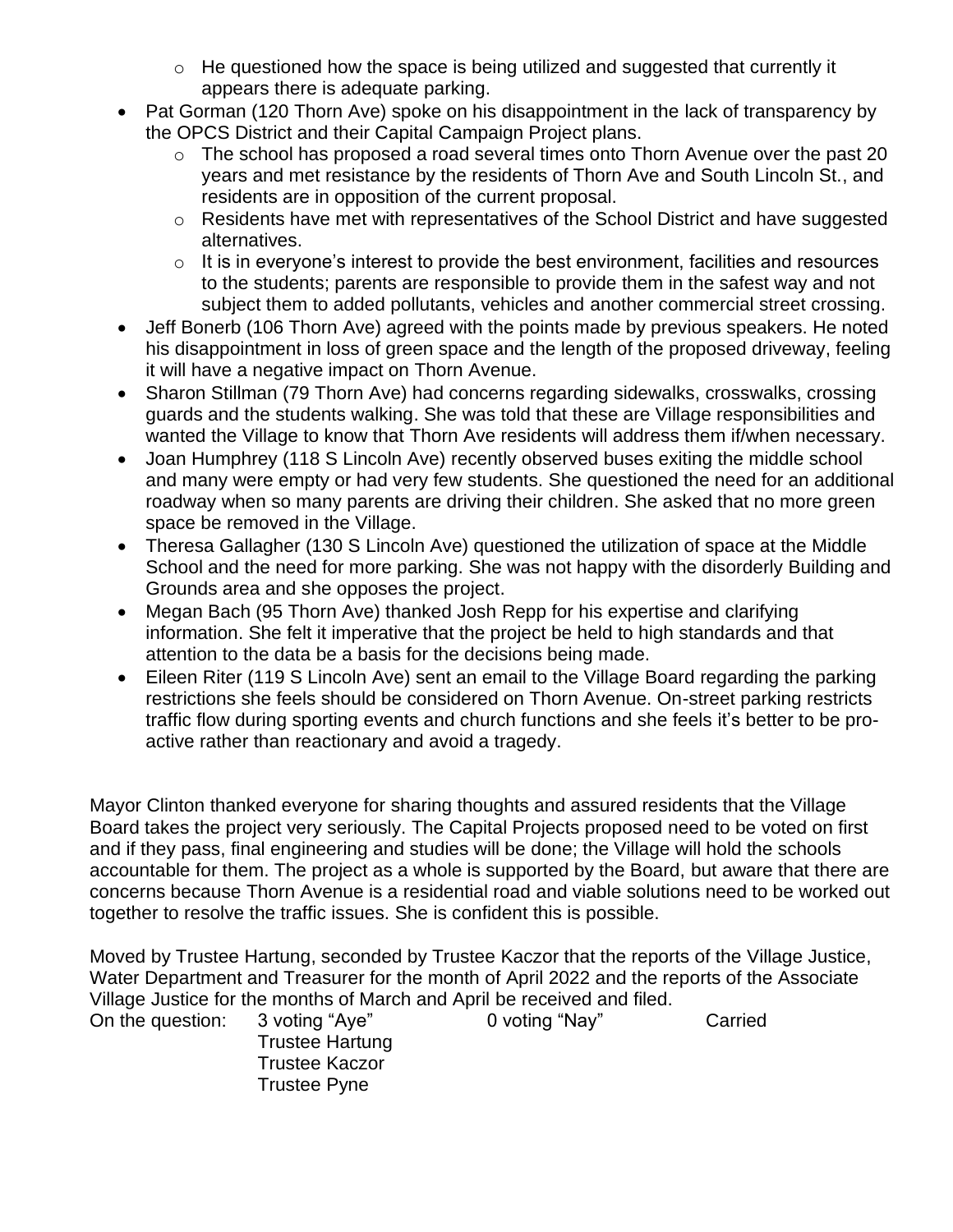- He questioned how the space is being utilized and suggested that currently it appears there is adequate parking.
- Pat Gorman (120 Thorn Ave) spoke on his disappointment in the lack of transparency by the OPCS District and their Capital Campaign Project plans.
    - The school has proposed a road several times onto Thorn Avenue over the past 20 years and met resistance by the residents of Thorn Ave and South Lincoln St., and residents are in opposition of the current proposal.
    - Residents have met with representatives of the School District and have suggested alternatives.
    - It is in everyone's interest to provide the best environment, facilities and resources to the students; parents are responsible to provide them in the safest way and not subject them to added pollutants, vehicles and another commercial street crossing.
- Jeff Bonerb (106 Thorn Ave) agreed with the points made by previous speakers. He noted his disappointment in loss of green space and the length of the proposed driveway, feeling it will have a negative impact on Thorn Avenue.
- Sharon Stillman (79 Thorn Ave) had concerns regarding sidewalks, crosswalks, crossing guards and the students walking. She was told that these are Village responsibilities and wanted the Village to know that Thorn Ave residents will address them if/when necessary.
- Joan Humphrey (118 S Lincoln Ave) recently observed buses exiting the middle school and many were empty or had very few students. She questioned the need for an additional roadway when so many parents are driving their children. She asked that no more green space be removed in the Village.
- Theresa Gallagher (130 S Lincoln Ave) questioned the utilization of space at the Middle School and the need for more parking. She was not happy with the disorderly Building and Grounds area and she opposes the project.
- Megan Bach (95 Thorn Ave) thanked Josh Repp for his expertise and clarifying information. She felt it imperative that the project be held to high standards and that attention to the data be a basis for the decisions being made.
- Eileen Riter (119 S Lincoln Ave) sent an email to the Village Board regarding the parking restrictions she feels should be considered on Thorn Avenue. On-street parking restricts traffic flow during sporting events and church functions and she feels it's better to be pro-active rather than reactionary and avoid a tragedy.

Mayor Clinton thanked everyone for sharing thoughts and assured residents that the Village Board takes the project very seriously. The Capital Projects proposed need to be voted on first and if they pass, final engineering and studies will be done; the Village will hold the schools accountable for them. The project as a whole is supported by the Board, but aware that there are concerns because Thorn Avenue is a residential road and viable solutions need to be worked out together to resolve the traffic issues. She is confident this is possible.

Moved by Trustee Hartung, seconded by Trustee Kaczor that the reports of the Village Justice, Water Department and Treasurer for the month of April 2022 and the reports of the Associate Village Justice for the months of March and April be received and filed.

On the question: 3 voting "Aye" 0 voting "Nay" Carried

Trustee Hartung
Trustee Kaczor
Trustee Pyne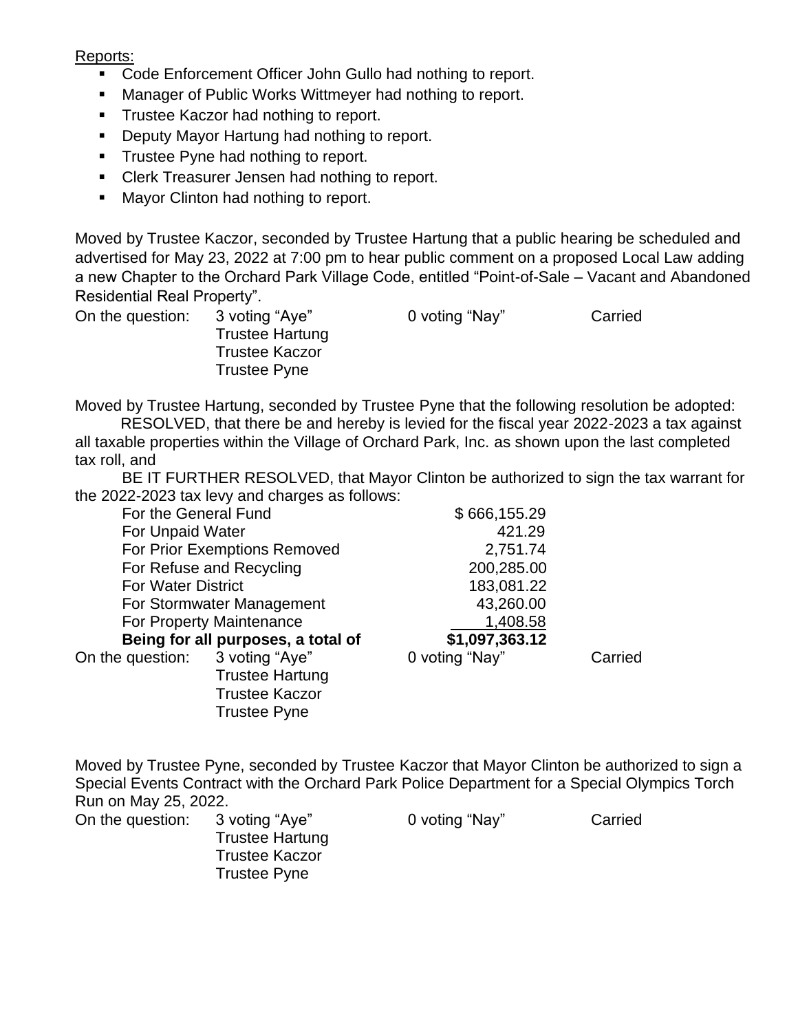Reports:

- Code Enforcement Officer John Gullo had nothing to report.
- Manager of Public Works Wittmeyer had nothing to report.
- Trustee Kaczor had nothing to report.
- Deputy Mayor Hartung had nothing to report.
- Trustee Pyne had nothing to report.
- Clerk Treasurer Jensen had nothing to report.
- Mayor Clinton had nothing to report.

Moved by Trustee Kaczor, seconded by Trustee Hartung that a public hearing be scheduled and advertised for May 23, 2022 at 7:00 pm to hear public comment on a proposed Local Law adding a new Chapter to the Orchard Park Village Code, entitled "Point-of-Sale – Vacant and Abandoned Residential Real Property".

On the question: 3 voting "Aye" 0 voting "Nay" Carried
Trustee Hartung
Trustee Kaczor
Trustee Pyne

Moved by Trustee Hartung, seconded by Trustee Pyne that the following resolution be adopted:

RESOLVED, that there be and hereby is levied for the fiscal year 2022-2023 a tax against all taxable properties within the Village of Orchard Park, Inc. as shown upon the last completed tax roll, and

BE IT FURTHER RESOLVED, that Mayor Clinton be authorized to sign the tax warrant for the 2022-2023 tax levy and charges as follows:

| | |
|---|---|
| For the General Fund | $ 666,155.29 |
| For Unpaid Water | 421.29 |
| For Prior Exemptions Removed | 2,751.74 |
| For Refuse and Recycling | 200,285.00 |
| For Water District | 183,081.22 |
| For Stormwater Management | 43,260.00 |
| For Property Maintenance | 1,408.58 |
| **Being for all purposes, a total of** | **$1,097,363.12** |

On the question: 3 voting "Aye" 0 voting "Nay" Carried
Trustee Hartung
Trustee Kaczor
Trustee Pyne

Moved by Trustee Pyne, seconded by Trustee Kaczor that Mayor Clinton be authorized to sign a Special Events Contract with the Orchard Park Police Department for a Special Olympics Torch Run on May 25, 2022.

On the question: 3 voting "Aye" 0 voting "Nay" Carried
Trustee Hartung
Trustee Kaczor
Trustee Pyne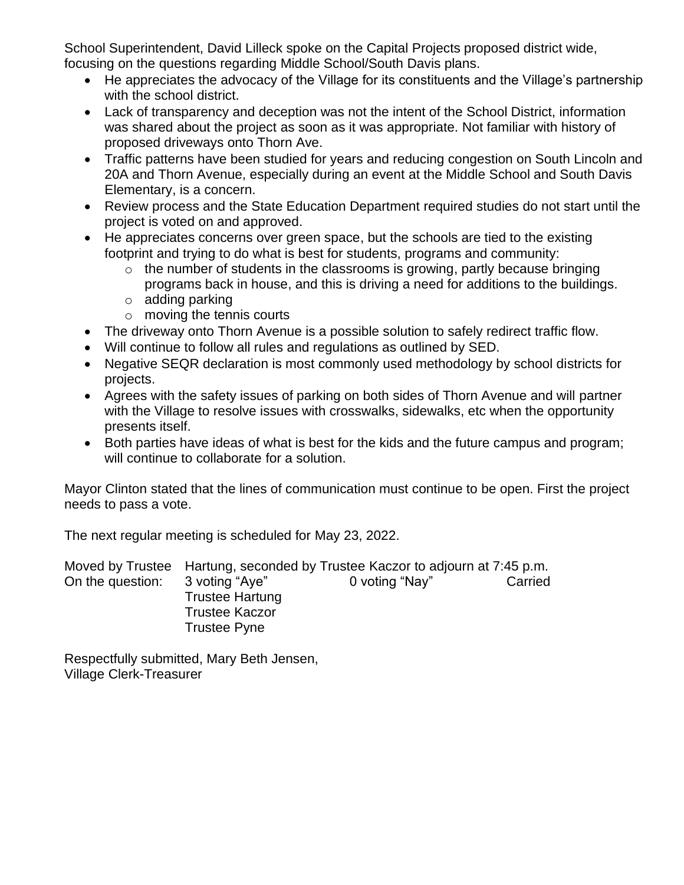School Superintendent, David Lilleck spoke on the Capital Projects proposed district wide, focusing on the questions regarding Middle School/South Davis plans.

- He appreciates the advocacy of the Village for its constituents and the Village's partnership with the school district.
- Lack of transparency and deception was not the intent of the School District, information was shared about the project as soon as it was appropriate. Not familiar with history of proposed driveways onto Thorn Ave.
- Traffic patterns have been studied for years and reducing congestion on South Lincoln and 20A and Thorn Avenue, especially during an event at the Middle School and South Davis Elementary, is a concern.
- Review process and the State Education Department required studies do not start until the project is voted on and approved.
- He appreciates concerns over green space, but the schools are tied to the existing footprint and trying to do what is best for students, programs and community:
  - the number of students in the classrooms is growing, partly because bringing programs back in house, and this is driving a need for additions to the buildings.
  - adding parking
  - moving the tennis courts
- The driveway onto Thorn Avenue is a possible solution to safely redirect traffic flow.
- Will continue to follow all rules and regulations as outlined by SED.
- Negative SEQR declaration is most commonly used methodology by school districts for projects.
- Agrees with the safety issues of parking on both sides of Thorn Avenue and will partner with the Village to resolve issues with crosswalks, sidewalks, etc when the opportunity presents itself.
- Both parties have ideas of what is best for the kids and the future campus and program; will continue to collaborate for a solution.

Mayor Clinton stated that the lines of communication must continue to be open. First the project needs to pass a vote.

The next regular meeting is scheduled for May 23, 2022.

Moved by Trustee Hartung, seconded by Trustee Kaczor to adjourn at 7:45 p.m.
On the question: 3 voting "Aye" 0 voting "Nay" Carried
Trustee Hartung
Trustee Kaczor
Trustee Pyne

Respectfully submitted, Mary Beth Jensen,
Village Clerk-Treasurer